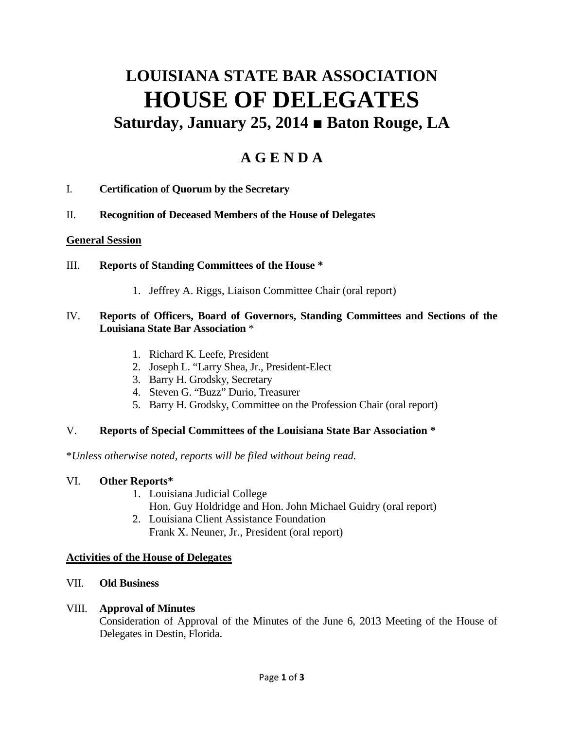# LOUISIANA STATE BAR ASSOCIATION
# HOUSE OF DELEGATES
## Saturday, January 25, 2014 ■ Baton Rouge, LA

## A G E N D A

I. **Certification of Quorum by the Secretary**

II. **Recognition of Deceased Members of the House of Delegates**

**General Session**

III. **Reports of Standing Committees of the House \***

1. Jeffrey A. Riggs, Liaison Committee Chair (oral report)

IV. **Reports of Officers, Board of Governors, Standing Committees and Sections of the Louisiana State Bar Association** *

1. Richard K. Leefe, President
2. Joseph L. "Larry Shea, Jr., President-Elect
3. Barry H. Grodsky, Secretary
4. Steven G. "Buzz" Durio, Treasurer
5. Barry H. Grodsky, Committee on the Profession Chair (oral report)

V. **Reports of Special Committees of the Louisiana State Bar Association \***

*\*Unless otherwise noted, reports will be filed without being read.*

VI. **Other Reports\***

1. Louisiana Judicial College
   Hon. Guy Holdridge and Hon. John Michael Guidry (oral report)
2. Louisiana Client Assistance Foundation
   Frank X. Neuner, Jr., President (oral report)

**Activities of the House of Delegates**

VII. **Old Business**

VIII. **Approval of Minutes**
Consideration of Approval of the Minutes of the June 6, 2013 Meeting of the House of Delegates in Destin, Florida.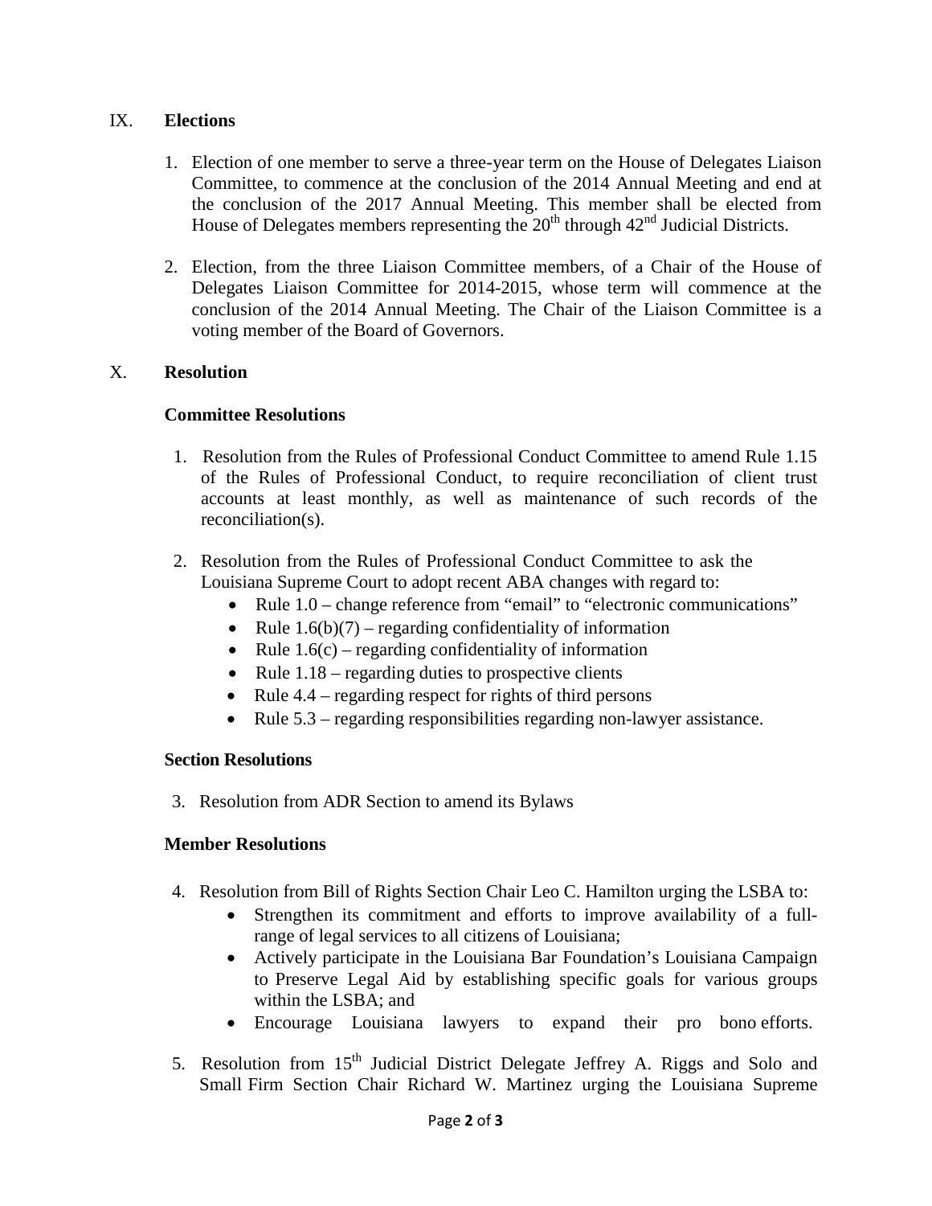## IX. **Elections**

1. Election of one member to serve a three-year term on the House of Delegates Liaison Committee, to commence at the conclusion of the 2014 Annual Meeting and end at the conclusion of the 2017 Annual Meeting. This member shall be elected from House of Delegates members representing the 20th through 42nd Judicial Districts.

2. Election, from the three Liaison Committee members, of a Chair of the House of Delegates Liaison Committee for 2014-2015, whose term will commence at the conclusion of the 2014 Annual Meeting. The Chair of the Liaison Committee is a voting member of the Board of Governors.

## X. **Resolution**

### **Committee Resolutions**

1. Resolution from the Rules of Professional Conduct Committee to amend Rule 1.15 of the Rules of Professional Conduct, to require reconciliation of client trust accounts at least monthly, as well as maintenance of such records of the reconciliation(s).

2. Resolution from the Rules of Professional Conduct Committee to ask the Louisiana Supreme Court to adopt recent ABA changes with regard to:
   - Rule 1.0 – change reference from "email" to "electronic communications"
   - Rule 1.6(b)(7) – regarding confidentiality of information
   - Rule 1.6(c) – regarding confidentiality of information
   - Rule 1.18 – regarding duties to prospective clients
   - Rule 4.4 – regarding respect for rights of third persons
   - Rule 5.3 – regarding responsibilities regarding non-lawyer assistance.

### **Section Resolutions**

3. Resolution from ADR Section to amend its Bylaws

### **Member Resolutions**

4. Resolution from Bill of Rights Section Chair Leo C. Hamilton urging the LSBA to:
   - Strengthen its commitment and efforts to improve availability of a full-range of legal services to all citizens of Louisiana;
   - Actively participate in the Louisiana Bar Foundation's Louisiana Campaign to Preserve Legal Aid by establishing specific goals for various groups within the LSBA; and
   - Encourage Louisiana lawyers to expand their pro bono efforts.

5. Resolution from 15th Judicial District Delegate Jeffrey A. Riggs and Solo and Small Firm Section Chair Richard W. Martinez urging the Louisiana Supreme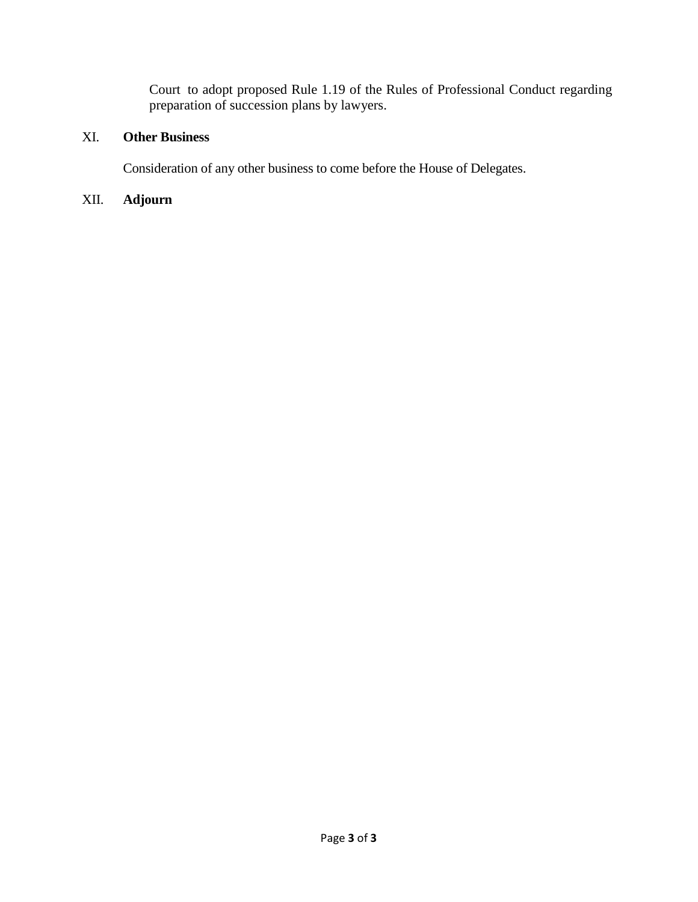Court to adopt proposed Rule 1.19 of the Rules of Professional Conduct regarding preparation of succession plans by lawyers.

XI. **Other Business**

Consideration of any other business to come before the House of Delegates.

XII. **Adjourn**